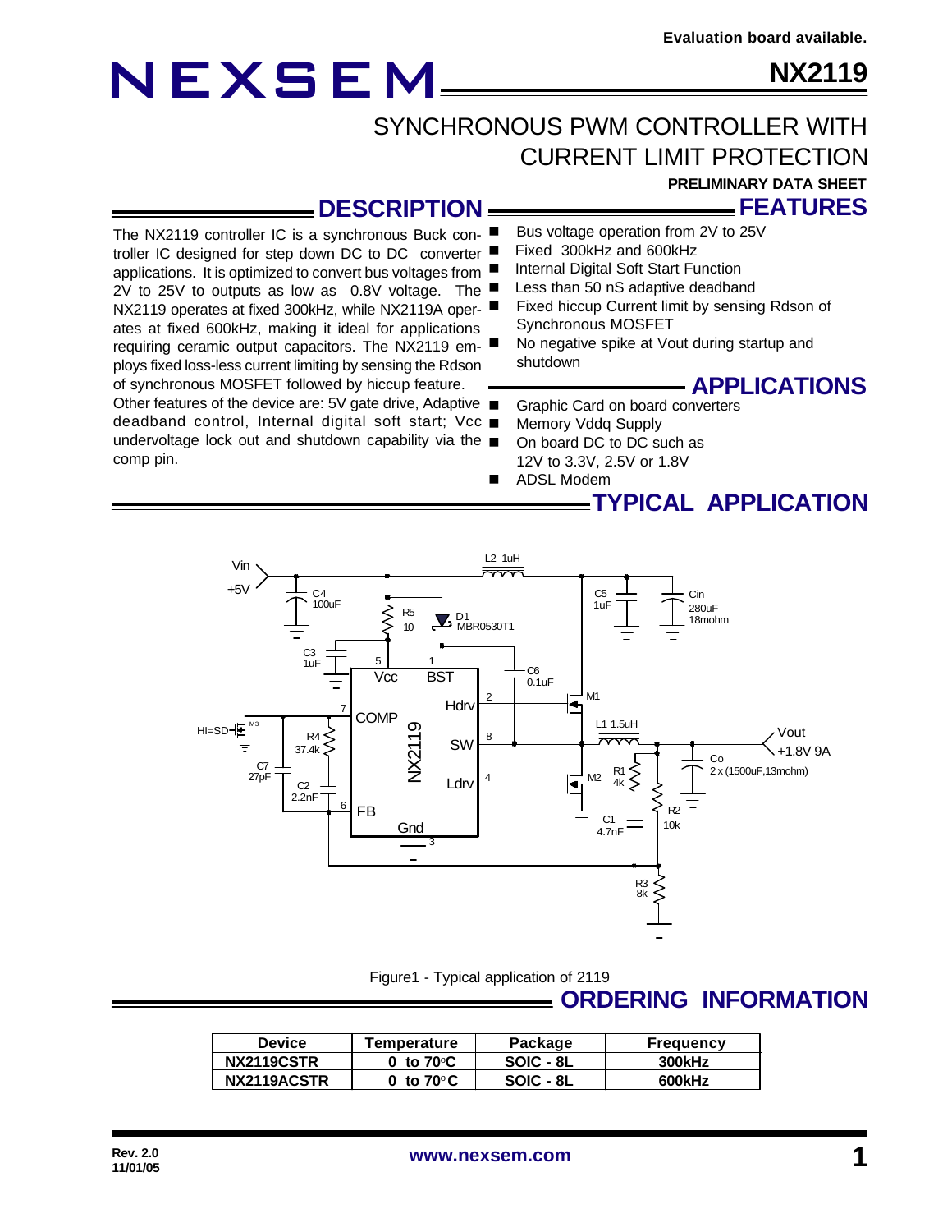Evaluation board available.

# NEXSEM

# NX2119

## SYNCHRONOUS PWM CONTROLLER WITH CURRENT LIMIT PROTECTION

**PRELIMINARY DATA SHEET**

## DESCRIPTION

The NX2119 controller IC is a synchronous Buck controller IC designed for step down DC to DC converter applications. It is optimized to convert bus voltages from 2V to 25V to outputs as low as 0.8V voltage. The NX2119 operates at fixed 300kHz, while NX2119A operates at fixed 600kHz, making it ideal for applications requiring ceramic output capacitors. The NX2119 employs fixed loss-less current limiting by sensing the Rdson of synchronous MOSFET followed by hiccup feature. Other features of the device are: 5V gate drive, Adaptive deadband control, Internal digital soft start; Vcc undervoltage lock out and shutdown capability via the comp pin.

## FEATURES

- Bus voltage operation from 2V to 25V
- Fixed 300kHz and 600kHz
- Internal Digital Soft Start Function
- Less than 50 nS adaptive deadband
- Fixed hiccup Current limit by sensing Rdson of Synchronous MOSFET
- No negative spike at Vout during startup and shutdown

## APPLICATIONS

- Graphic Card on board converters
- Memory Vddq Supply
- On board DC to DC such as 12V to 3.3V, 2.5V or 1.8V
- ADSL Modem

## TYPICAL APPLICATION

Figure1 - Typical application of 2119

## ORDERING INFORMATION

| Device | Temperature | Package | Frequency |
|---|---|---|---|
| NX2119CSTR | 0 to 70°C | SOIC - 8L | 300kHz |
| NX2119ACSTR | 0 to 70°C | SOIC - 8L | 600kHz |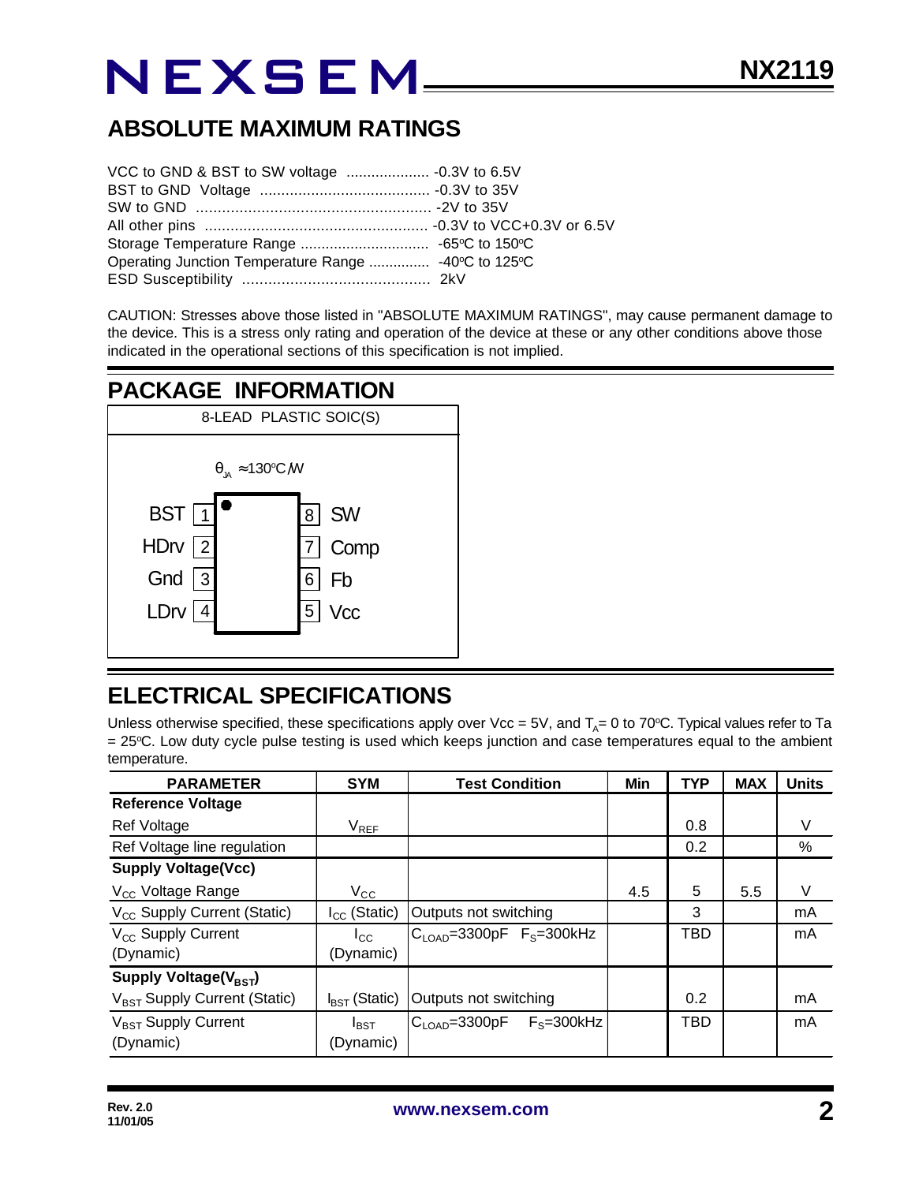## ABSOLUTE MAXIMUM RATINGS

VCC to GND & BST to SW voltage .................... -0.3V to 6.5V
BST to GND Voltage ........................................ -0.3V to 35V
SW to GND ...................................................... -2V to 35V
All other pins .................................................... -0.3V to VCC+0.3V or 6.5V
Storage Temperature Range .............................. -65°C to 150°C
Operating Junction Temperature Range .............. -40°C to 125°C
ESD Susceptibility ........................................... 2kV

CAUTION: Stresses above those listed in "ABSOLUTE MAXIMUM RATINGS", may cause permanent damage to the device. This is a stress only rating and operation of the device at these or any other conditions above those indicated in the operational sections of this specification is not implied.

## PACKAGE INFORMATION

8-LEAD PLASTIC SOIC(S)

$\theta_{JA} \approx 130°C/W$

| Pin | Name | Pin | Name |
|---|---|---|---|
| 1 | BST | 8 | SW |
| 2 | HDrv | 7 | Comp |
| 3 | Gnd | 6 | Fb |
| 4 | LDrv | 5 | Vcc |

## ELECTRICAL SPECIFICATIONS

Unless otherwise specified, these specifications apply over Vcc = 5V, and $T_A$= 0 to 70°C. Typical values refer to Ta = 25°C. Low duty cycle pulse testing is used which keeps junction and case temperatures equal to the ambient temperature.

| PARAMETER | SYM | Test Condition | Min | TYP | MAX | Units |
|---|---|---|---|---|---|---|
| **Reference Voltage** | | | | | | |
| Ref Voltage | $V_{REF}$ | | | 0.8 | | V |
| Ref Voltage line regulation | | | | 0.2 | | % |
| **Supply Voltage(Vcc)** | | | | | | |
| $V_{CC}$ Voltage Range | $V_{CC}$ | | 4.5 | 5 | 5.5 | V |
| $V_{CC}$ Supply Current (Static) | $I_{CC}$ (Static) | Outputs not switching | | 3 | | mA |
| $V_{CC}$ Supply Current (Dynamic) | $I_{CC}$ (Dynamic) | $C_{LOAD}$=3300pF $F_S$=300kHz | | TBD | | mA |
| **Supply Voltage($V_{BST}$)** | | | | | | |
| $V_{BST}$ Supply Current (Static) | $I_{BST}$ (Static) | Outputs not switching | | 0.2 | | mA |
| $V_{BST}$ Supply Current (Dynamic) | $I_{BST}$ (Dynamic) | $C_{LOAD}$=3300pF $F_S$=300kHz | | TBD | | mA |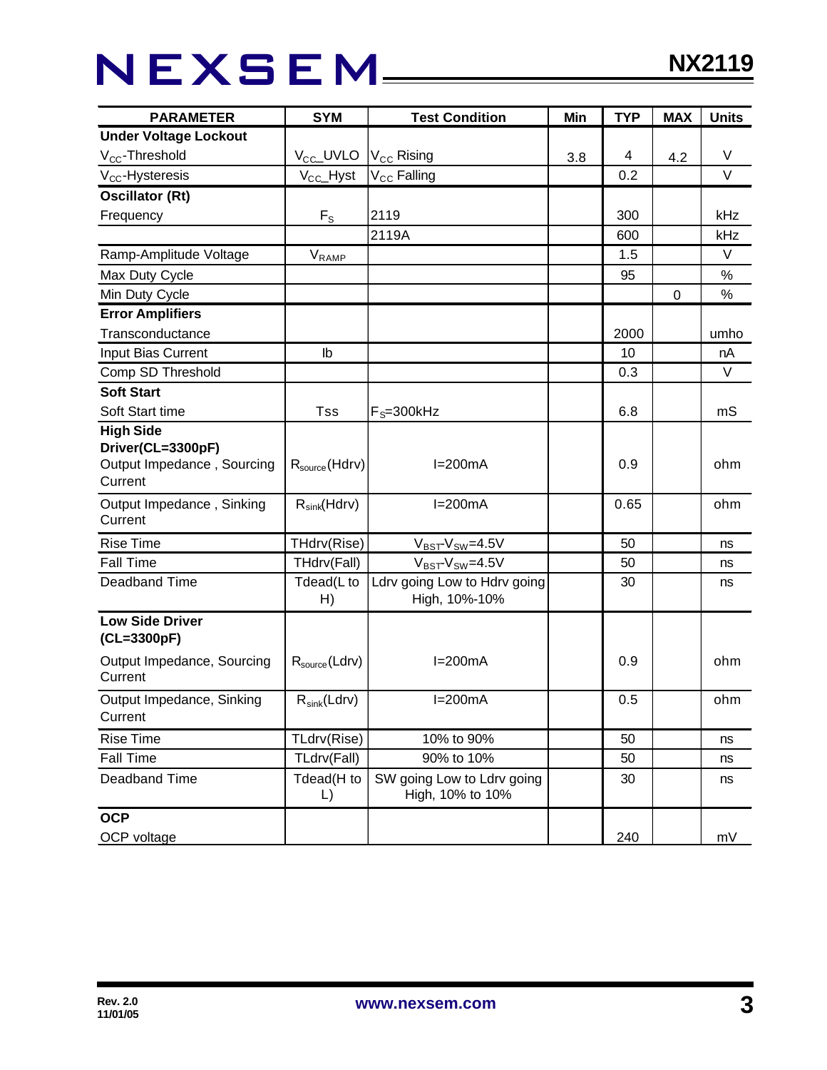| PARAMETER | SYM | Test Condition | Min | TYP | MAX | Units |
|---|---|---|---|---|---|---|
| **Under Voltage Lockout** | | | | | | |
| $V_{CC}$-Threshold | $V_{CC}$_UVLO | $V_{CC}$ Rising | 3.8 | 4 | 4.2 | V |
| $V_{CC}$-Hysteresis | $V_{CC}$_Hyst | $V_{CC}$ Falling | | 0.2 | | V |
| **Oscillator (Rt)** | | | | | | |
| Frequency | $F_S$ | 2119 | | 300 | | kHz |
| | | 2119A | | 600 | | kHz |
| Ramp-Amplitude Voltage | $V_{RAMP}$ | | | 1.5 | | V |
| Max Duty Cycle | | | | 95 | | % |
| Min Duty Cycle | | | | | 0 | % |
| **Error Amplifiers** | | | | | | |
| Transconductance | | | | 2000 | | umho |
| Input Bias Current | Ib | | | 10 | | nA |
| Comp SD Threshold | | | | 0.3 | | V |
| **Soft Start** | | | | | | |
| Soft Start time | Tss | $F_S$=300kHz | | 6.8 | | mS |
| **High Side Driver(CL=3300pF)** | | | | | | |
| Output Impedance , Sourcing Current | $R_{source}$(Hdrv) | I=200mA | | 0.9 | | ohm |
| Output Impedance , Sinking Current | $R_{sink}$(Hdrv) | I=200mA | | 0.65 | | ohm |
| Rise Time | THdrv(Rise) | $V_{BST}$-$V_{SW}$=4.5V | | 50 | | ns |
| Fall Time | THdrv(Fall) | $V_{BST}$-$V_{SW}$=4.5V | | 50 | | ns |
| Deadband Time | Tdead(L to H) | Ldrv going Low to Hdrv going High, 10%-10% | | 30 | | ns |
| **Low Side Driver (CL=3300pF)** | | | | | | |
| Output Impedance, Sourcing Current | $R_{source}$(Ldrv) | I=200mA | | 0.9 | | ohm |
| Output Impedance, Sinking Current | $R_{sink}$(Ldrv) | I=200mA | | 0.5 | | ohm |
| Rise Time | TLdrv(Rise) | 10% to 90% | | 50 | | ns |
| Fall Time | TLdrv(Fall) | 90% to 10% | | 50 | | ns |
| Deadband Time | Tdead(H to L) | SW going Low to Ldrv going High, 10% to 10% | | 30 | | ns |
| **OCP** | | | | | | |
| OCP voltage | | | | 240 | | mV |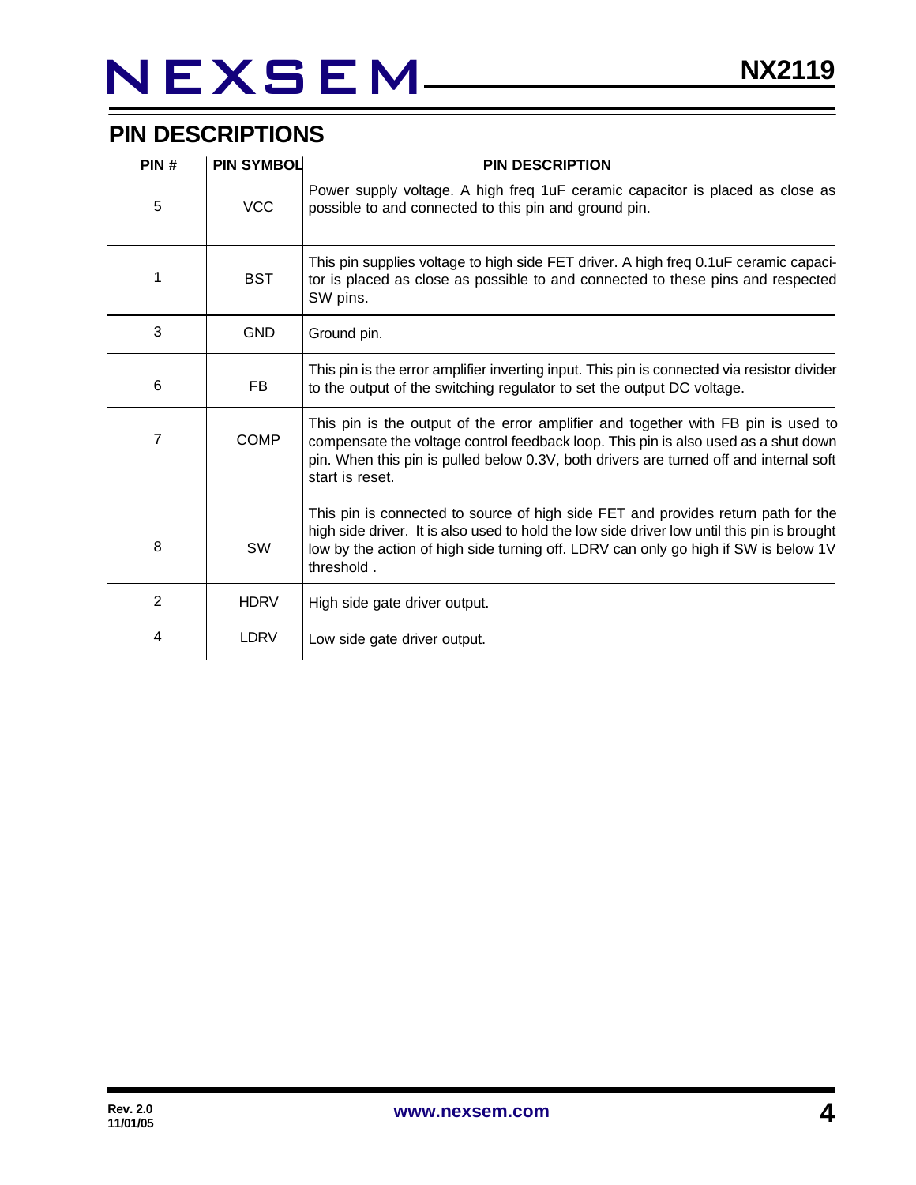## PIN DESCRIPTIONS

| PIN # | PIN SYMBOL | PIN DESCRIPTION |
|---|---|---|
| 5 | VCC | Power supply voltage. A high freq 1uF ceramic capacitor is placed as close as possible to and connected to this pin and ground pin. |
| 1 | BST | This pin supplies voltage to high side FET driver. A high freq 0.1uF ceramic capacitor is placed as close as possible to and connected to these pins and respected SW pins. |
| 3 | GND | Ground pin. |
| 6 | FB | This pin is the error amplifier inverting input. This pin is connected via resistor divider to the output of the switching regulator to set the output DC voltage. |
| 7 | COMP | This pin is the output of the error amplifier and together with FB pin is used to compensate the voltage control feedback loop. This pin is also used as a shut down pin. When this pin is pulled below 0.3V, both drivers are turned off and internal soft start is reset. |
| 8 | SW | This pin is connected to source of high side FET and provides return path for the high side driver. It is also used to hold the low side driver low until this pin is brought low by the action of high side turning off. LDRV can only go high if SW is below 1V threshold . |
| 2 | HDRV | High side gate driver output. |
| 4 | LDRV | Low side gate driver output. |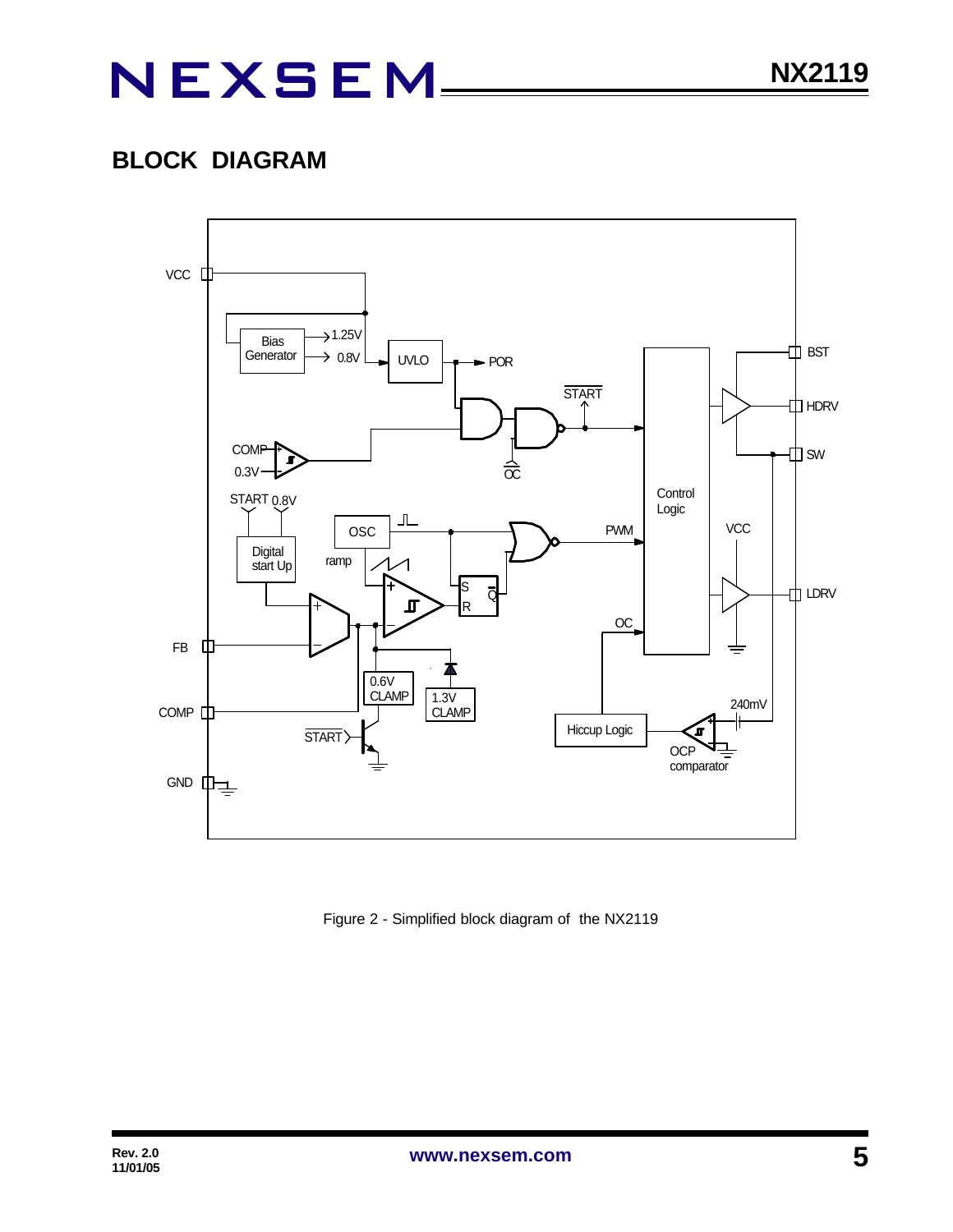## BLOCK DIAGRAM

Figure 2 - Simplified block diagram of the NX2119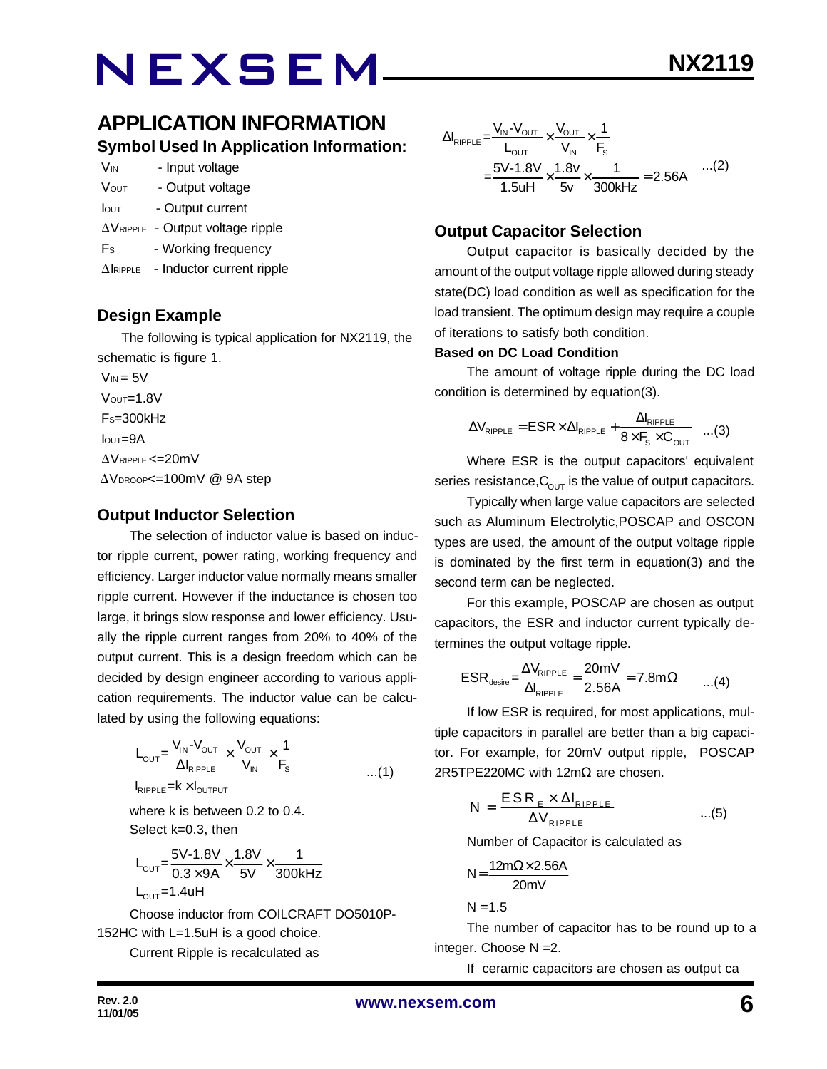## APPLICATION INFORMATION

### Symbol Used In Application Information:

$V_{IN}$ - Input voltage

$V_{OUT}$ - Output voltage

$I_{OUT}$ - Output current

$\Delta V_{RIPPLE}$ - Output voltage ripple

$F_S$ - Working frequency

$\Delta I_{RIPPLE}$ - Inductor current ripple

### Design Example

The following is typical application for NX2119, the schematic is figure 1.

$V_{IN} = 5V$

$V_{OUT}=1.8V$

$F_S=300kHz$

$I_{OUT}=9A$

$\Delta V_{RIPPLE}<=20mV$

$\Delta V_{DROOP}<=100mV$ @ 9A step

### Output Inductor Selection

The selection of inductor value is based on inductor ripple current, power rating, working frequency and efficiency. Larger inductor value normally means smaller ripple current. However if the inductance is chosen too large, it brings slow response and lower efficiency. Usually the ripple current ranges from 20% to 40% of the output current. This is a design freedom which can be decided by design engineer according to various application requirements. The inductor value can be calculated by using the following equations:

$$L_{OUT}=\frac{V_{IN}-V_{OUT}}{\Delta I_{RIPPLE}}\times\frac{V_{OUT}}{V_{IN}}\times\frac{1}{F_S} \qquad ...(1)$$

$$I_{RIPPLE}=k\times I_{OUTPUT}$$

where k is between 0.2 to 0.4.

Select k=0.3, then

$$L_{OUT}=\frac{5V-1.8V}{0.3\times 9A}\times\frac{1.8V}{5V}\times\frac{1}{300kHz}$$

$$L_{OUT}=1.4uH$$

Choose inductor from COILCRAFT DO5010P-152HC with L=1.5uH is a good choice.

Current Ripple is recalculated as

$$\Delta I_{RIPPLE}=\frac{V_{IN}-V_{OUT}}{L_{OUT}}\times\frac{V_{OUT}}{V_{IN}}\times\frac{1}{F_S}$$

$$=\frac{5V-1.8V}{1.5uH}\times\frac{1.8v}{5v}\times\frac{1}{300kHz}=2.56A \qquad ...(2)$$

### Output Capacitor Selection

Output capacitor is basically decided by the amount of the output voltage ripple allowed during steady state(DC) load condition as well as specification for the load transient. The optimum design may require a couple of iterations to satisfy both condition.

**Based on DC Load Condition**

The amount of voltage ripple during the DC load condition is determined by equation(3).

$$\Delta V_{RIPPLE}=ESR\times\Delta I_{RIPPLE}+\frac{\Delta I_{RIPPLE}}{8\times F_S\times C_{OUT}} \qquad ...(3)$$

Where ESR is the output capacitors' equivalent series resistance, $C_{OUT}$ is the value of output capacitors.

Typically when large value capacitors are selected such as Aluminum Electrolytic,POSCAP and OSCON types are used, the amount of the output voltage ripple is dominated by the first term in equation(3) and the second term can be neglected.

For this example, POSCAP are chosen as output capacitors, the ESR and inductor current typically determines the output voltage ripple.

$$ESR_{desire}=\frac{\Delta V_{RIPPLE}}{\Delta I_{RIPPLE}}=\frac{20mV}{2.56A}=7.8m\Omega \qquad ...(4)$$

If low ESR is required, for most applications, multiple capacitors in parallel are better than a big capacitor. For example, for 20mV output ripple, POSCAP 2R5TPE220MC with 12mΩ are chosen.

$$N=\frac{ESR_E\times\Delta I_{RIPPLE}}{\Delta V_{RIPPLE}} \qquad ...(5)$$

Number of Capacitor is calculated as

$$N=\frac{12m\Omega\times 2.56A}{20mV}$$

$$N=1.5$$

The number of capacitor has to be round up to a integer. Choose N =2.

If ceramic capacitors are chosen as output ca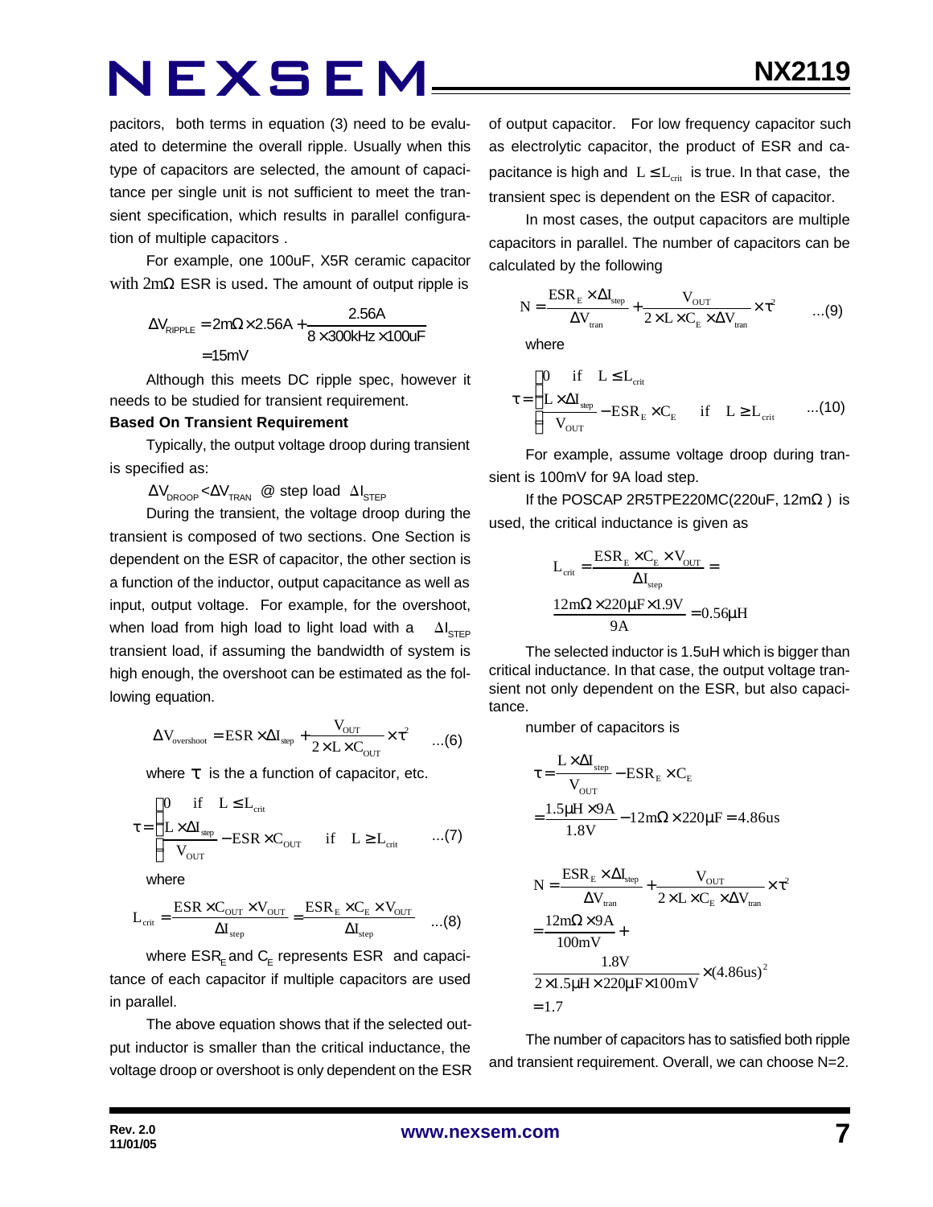pacitors, both terms in equation (3) need to be evaluated to determine the overall ripple. Usually when this type of capacitors are selected, the amount of capacitance per single unit is not sufficient to meet the transient specification, which results in parallel configuration of multiple capacitors .

For example, one 100uF, X5R ceramic capacitor with 2mΩ ESR is used. The amount of output ripple is

$$\Delta V_{RIPPLE} = 2m\Omega \times 2.56A + \frac{2.56A}{8 \times 300kHz \times 100uF}$$
$$= 15mV$$

Although this meets DC ripple spec, however it needs to be studied for transient requirement.

**Based On Transient Requirement**

Typically, the output voltage droop during transient is specified as:

$\Delta V_{DROOP} < \Delta V_{TRAN}$ @ step load $\Delta I_{STEP}$

During the transient, the voltage droop during the transient is composed of two sections. One Section is dependent on the ESR of capacitor, the other section is a function of the inductor, output capacitance as well as input, output voltage. For example, for the overshoot, when load from high load to light load with a $\Delta I_{STEP}$ transient load, if assuming the bandwidth of system is high enough, the overshoot can be estimated as the following equation.

$$\Delta V_{overshoot} = ESR \times \Delta I_{step} + \frac{V_{OUT}}{2 \times L \times C_{OUT}} \times \tau^2 \qquad ...(6)$$

where $\tau$ is the a function of capacitor, etc.

$$\tau = \begin{cases} 0 & \text{if } \quad L \leq L_{crit} \\ \dfrac{L \times \Delta I_{step}}{V_{OUT}} - ESR \times C_{OUT} & \text{if } \quad L \geq L_{crit} \end{cases} \qquad ...(7)$$

where

$$L_{crit} = \frac{ESR \times C_{OUT} \times V_{OUT}}{\Delta I_{step}} = \frac{ESR_E \times C_E \times V_{OUT}}{\Delta I_{step}} \qquad ...(8)$$

where $ESR_E$ and $C_E$ represents ESR and capacitance of each capacitor if multiple capacitors are used in parallel.

The above equation shows that if the selected output inductor is smaller than the critical inductance, the voltage droop or overshoot is only dependent on the ESR of output capacitor. For low frequency capacitor such as electrolytic capacitor, the product of ESR and capacitance is high and $L \leq L_{crit}$ is true. In that case, the transient spec is dependent on the ESR of capacitor.

In most cases, the output capacitors are multiple capacitors in parallel. The number of capacitors can be calculated by the following

$$N = \frac{ESR_E \times \Delta I_{step}}{\Delta V_{tran}} + \frac{V_{OUT}}{2 \times L \times C_E \times \Delta V_{tran}} \times \tau^2 \qquad ...(9)$$

where

$$\tau = \begin{cases} 0 & \text{if } \quad L \leq L_{crit} \\ \dfrac{L \times \Delta I_{step}}{V_{OUT}} - ESR_E \times C_E & \text{if } \quad L \geq L_{crit} \end{cases} \qquad ...(10)$$

For example, assume voltage droop during transient is 100mV for 9A load step.

If the POSCAP 2R5TPE220MC(220uF, 12mΩ ) is used, the critical inductance is given as

$$L_{crit} = \frac{ESR_E \times C_E \times V_{OUT}}{\Delta I_{step}} =$$
$$\frac{12m\Omega \times 220\mu F \times 1.9V}{9A} = 0.56\mu H$$

The selected inductor is 1.5uH which is bigger than critical inductance. In that case, the output voltage transient not only dependent on the ESR, but also capacitance.

number of capacitors is

$$\tau = \frac{L \times \Delta I_{step}}{V_{OUT}} - ESR_E \times C_E$$
$$= \frac{1.5\mu H \times 9A}{1.8V} - 12m\Omega \times 220\mu F = 4.86us$$

$$N = \frac{ESR_E \times \Delta I_{step}}{\Delta V_{tran}} + \frac{V_{OUT}}{2 \times L \times C_E \times \Delta V_{tran}} \times \tau^2$$
$$= \frac{12m\Omega \times 9A}{100mV} +$$
$$\frac{1.8V}{2 \times 1.5\mu H \times 220\mu F \times 100mV} \times (4.86us)^2$$
$$= 1.7$$

The number of capacitors has to satisfied both ripple and transient requirement. Overall, we can choose N=2.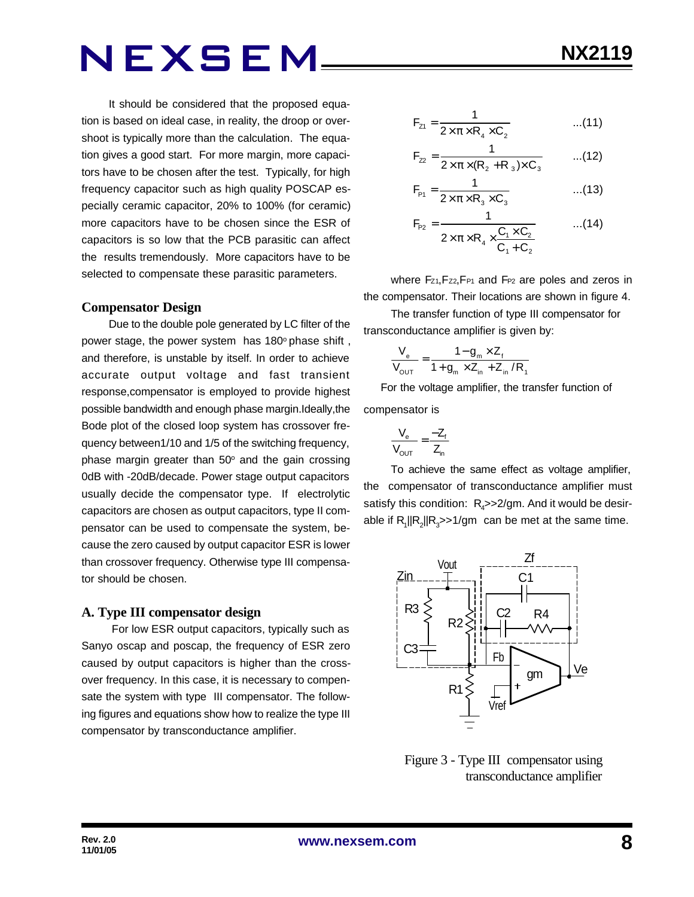It should be considered that the proposed equation is based on ideal case, in reality, the droop or overshoot is typically more than the calculation. The equation gives a good start. For more margin, more capacitors have to be chosen after the test. Typically, for high frequency capacitor such as high quality POSCAP especially ceramic capacitor, 20% to 100% (for ceramic) more capacitors have to be chosen since the ESR of capacitors is so low that the PCB parasitic can affect the results tremendously. More capacitors have to be selected to compensate these parasitic parameters.

### Compensator Design

Due to the double pole generated by LC filter of the power stage, the power system has 180° phase shift, and therefore, is unstable by itself. In order to achieve accurate output voltage and fast transient response, compensator is employed to provide highest possible bandwidth and enough phase margin. Ideally, the Bode plot of the closed loop system has crossover frequency between 1/10 and 1/5 of the switching frequency, phase margin greater than 50° and the gain crossing 0dB with -20dB/decade. Power stage output capacitors usually decide the compensator type. If electrolytic capacitors are chosen as output capacitors, type II compensator can be used to compensate the system, because the zero caused by output capacitor ESR is lower than crossover frequency. Otherwise type III compensator should be chosen.

### A. Type III compensator design

For low ESR output capacitors, typically such as Sanyo oscap and poscap, the frequency of ESR zero caused by output capacitors is higher than the crossover frequency. In this case, it is necessary to compensate the system with type III compensator. The following figures and equations show how to realize the type III compensator by transconductance amplifier.

$$F_{Z1} = \frac{1}{2 \times \pi \times R_4 \times C_2} \quad ...(11)$$

$$F_{Z2} = \frac{1}{2 \times \pi \times (R_2 + R_3) \times C_3} \quad ...(12)$$

$$F_{P1} = \frac{1}{2 \times \pi \times R_3 \times C_3} \quad ...(13)$$

$$F_{P2} = \frac{1}{2 \times \pi \times R_4 \times \frac{C_1 \times C_2}{C_1 + C_2}} \quad ...(14)$$

where $F_{Z1}$, $F_{Z2}$, $F_{P1}$ and $F_{P2}$ are poles and zeros in the compensator. Their locations are shown in figure 4.

The transfer function of type III compensator for transconductance amplifier is given by:

$$\frac{V_e}{V_{OUT}} = \frac{1 - g_m \times Z_f}{1 + g_m \times Z_{in} + Z_{in} / R_1}$$

For the voltage amplifier, the transfer function of compensator is

$$\frac{V_e}{V_{OUT}} = \frac{-Z_f}{Z_{in}}$$

To achieve the same effect as voltage amplifier, the compensator of transconductance amplifier must satisfy this condition: $R_4 >> 2/gm$. And it would be desirable if $R_1 || R_2 || R_3 >> 1/gm$ can be met at the same time.

Figure 3 - Type III compensator using transconductance amplifier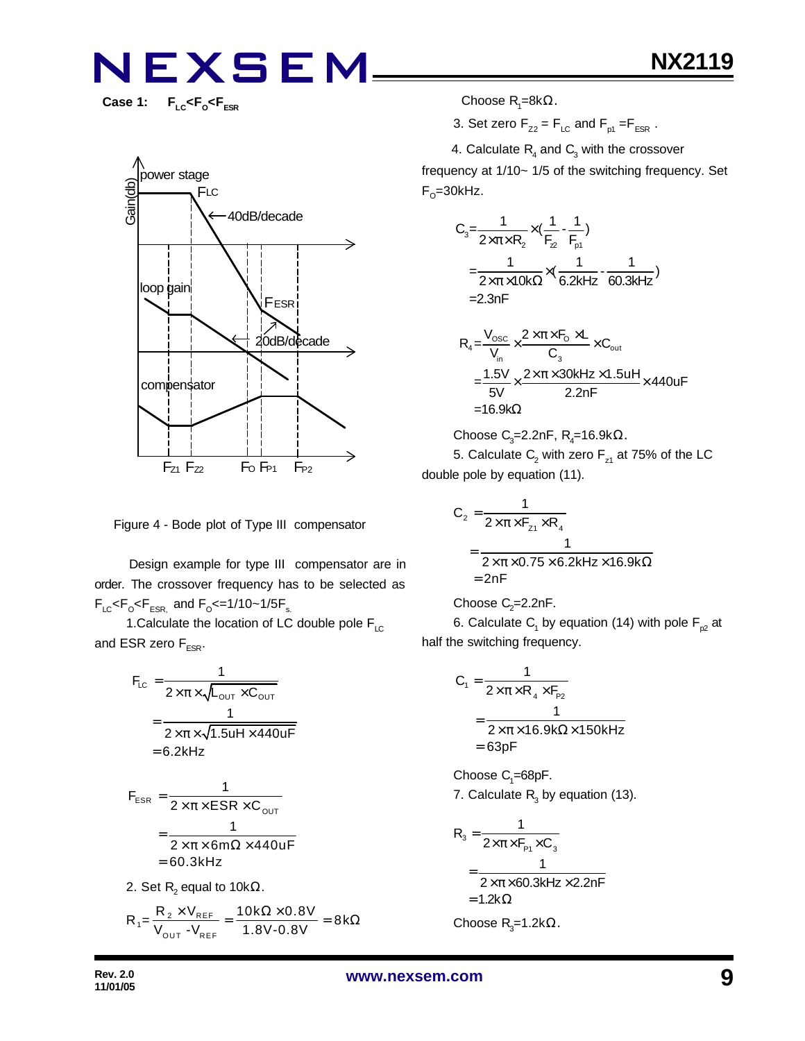**Case 1: $F_{LC}<F_O<F_{ESR}$**

Figure 4 - Bode plot of Type III compensator

Design example for type III compensator are in order. The crossover frequency has to be selected as $F_{LC}<F_O<F_{ESR,}$ and $F_O<=1/10\sim1/5F_s$.

1.Calculate the location of LC double pole $F_{LC}$ and ESR zero $F_{ESR}$.

$$
\begin{aligned}
F_{LC} &= \frac{1}{2\times\pi\times\sqrt{L_{OUT}\times C_{OUT}}}\\
&= \frac{1}{2\times\pi\times\sqrt{1.5uH\times440uF}}\\
&= 6.2kHz
\end{aligned}
$$

$$
\begin{aligned}
F_{ESR} &= \frac{1}{2\times\pi\times ESR\times C_{OUT}}\\
&= \frac{1}{2\times\pi\times6m\Omega\times440uF}\\
&= 60.3kHz
\end{aligned}
$$

2. Set $R_2$ equal to 10kΩ.

$$
R_1 = \frac{R_2\times V_{REF}}{V_{OUT}-V_{REF}} = \frac{10k\Omega\times0.8V}{1.8V-0.8V} = 8k\Omega
$$

Choose $R_1$=8kΩ.

3. Set zero $F_{Z2} = F_{LC}$ and $F_{p1} = F_{ESR}$.

4. Calculate $R_4$ and $C_3$ with the crossover frequency at 1/10~ 1/5 of the switching frequency. Set $F_O$=30kHz.

$$
\begin{aligned}
C_3 &= \frac{1}{2\times\pi\times R_2}\times\left(\frac{1}{F_{z2}}-\frac{1}{F_{p1}}\right)\\
&= \frac{1}{2\times\pi\times10k\Omega}\times\left(\frac{1}{6.2kHz}-\frac{1}{60.3kHz}\right)\\
&= 2.3nF
\end{aligned}
$$

$$
\begin{aligned}
R_4 &= \frac{V_{OSC}}{V_{in}}\times\frac{2\times\pi\times F_O\times L}{C_3}\times C_{out}\\
&= \frac{1.5V}{5V}\times\frac{2\times\pi\times30kHz\times1.5uH}{2.2nF}\times440uF\\
&= 16.9k\Omega
\end{aligned}
$$

Choose $C_3$=2.2nF, $R_4$=16.9kΩ.

5. Calculate $C_2$ with zero $F_{z1}$ at 75% of the LC double pole by equation (11).

$$
\begin{aligned}
C_2 &= \frac{1}{2\times\pi\times F_{z1}\times R_4}\\
&= \frac{1}{2\times\pi\times0.75\times6.2kHz\times16.9k\Omega}\\
&= 2nF
\end{aligned}
$$

Choose $C_2$=2.2nF.

6. Calculate $C_1$ by equation (14) with pole $F_{p2}$ at half the switching frequency.

$$
\begin{aligned}
C_1 &= \frac{1}{2\times\pi\times R_4\times F_{P2}}\\
&= \frac{1}{2\times\pi\times16.9k\Omega\times150kHz}\\
&= 63pF
\end{aligned}
$$

Choose $C_1$=68pF.

7. Calculate $R_3$ by equation (13).

$$
\begin{aligned}
R_3 &= \frac{1}{2\times\pi\times F_{P1}\times C_3}\\
&= \frac{1}{2\times\pi\times60.3kHz\times2.2nF}\\
&= 1.2k\Omega
\end{aligned}
$$

Choose $R_3$=1.2kΩ.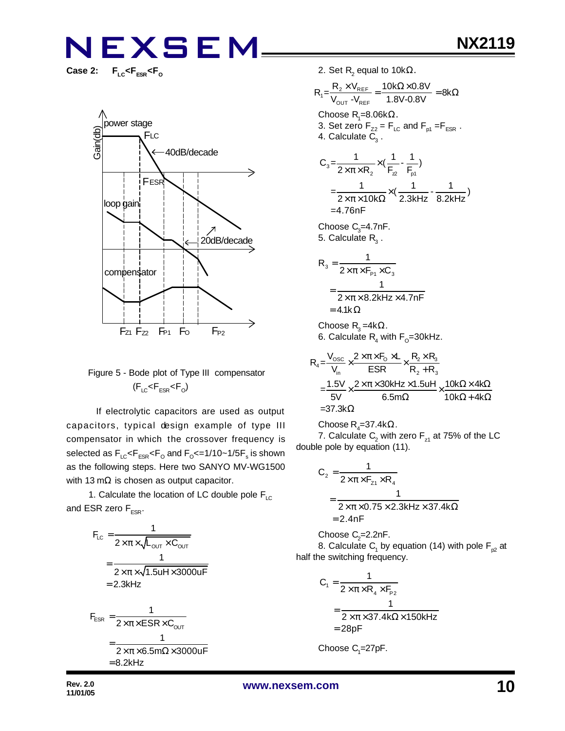**Case 2: $F_{LC}<F_{ESR}<F_O$**

Figure 5 - Bode plot of Type III compensator ($F_{LC}<F_{ESR}<F_O$)

If electrolytic capacitors are used as output capacitors, typical design example of type III compensator in which the crossover frequency is selected as $F_{LC}<F_{ESR}<F_O$ and $F_O$<=1/10~1/5$F_s$ is shown as the following steps. Here two SANYO MV-WG1500 with 13 mΩ is chosen as output capacitor.

1. Calculate the location of LC double pole $F_{LC}$ and ESR zero $F_{ESR}$.

$$F_{LC}=\frac{1}{2\times\pi\times\sqrt{L_{OUT}\times C_{OUT}}}=\frac{1}{2\times\pi\times\sqrt{1.5uH\times3000uF}}=2.3kHz$$

$$F_{ESR}=\frac{1}{2\times\pi\times ESR\times C_{OUT}}=\frac{1}{2\times\pi\times6.5m\Omega\times3000uF}=8.2kHz$$

2. Set $R_2$ equal to 10kΩ.

$$R_1=\frac{R_2\times V_{REF}}{V_{OUT}-V_{REF}}=\frac{10k\Omega\times0.8V}{1.8V-0.8V}=8k\Omega$$

Choose $R_1$=8.06kΩ.

3. Set zero $F_{Z2}=F_{LC}$ and $F_{p1}=F_{ESR}$.

4. Calculate $C_3$.

$$C_3=\frac{1}{2\times\pi\times R_2}\times(\frac{1}{F_{z2}}-\frac{1}{F_{p1}})=\frac{1}{2\times\pi\times10k\Omega}\times(\frac{1}{2.3kHz}-\frac{1}{8.2kHz})=4.76nF$$

Choose $C_3$=4.7nF.

5. Calculate $R_3$.

$$R_3=\frac{1}{2\times\pi\times F_{P1}\times C_3}=\frac{1}{2\times\pi\times8.2kHz\times4.7nF}=4.1k\Omega$$

Choose $R_3$=4kΩ.

6. Calculate $R_4$ with $F_O$=30kHz.

$$R_4=\frac{V_{OSC}}{V_{in}}\times\frac{2\times\pi\times F_O\times L}{ESR}\times\frac{R_2\times R_3}{R_2+R_3}=\frac{1.5V}{5V}\times\frac{2\times\pi\times30kHz\times1.5uH}{6.5m\Omega}\times\frac{10k\Omega\times4k\Omega}{10k\Omega+4k\Omega}=37.3k\Omega$$

Choose $R_4$=37.4kΩ.

7. Calculate $C_2$ with zero $F_{z1}$ at 75% of the LC double pole by equation (11).

$$C_2=\frac{1}{2\times\pi\times F_{Z1}\times R_4}=\frac{1}{2\times\pi\times0.75\times2.3kHz\times37.4k\Omega}=2.4nF$$

Choose $C_2$=2.2nF.

8. Calculate $C_1$ by equation (14) with pole $F_{p2}$ at half the switching frequency.

$$C_1=\frac{1}{2\times\pi\times R_4\times F_{P2}}=\frac{1}{2\times\pi\times37.4k\Omega\times150kHz}=28pF$$

Choose $C_1$=27pF.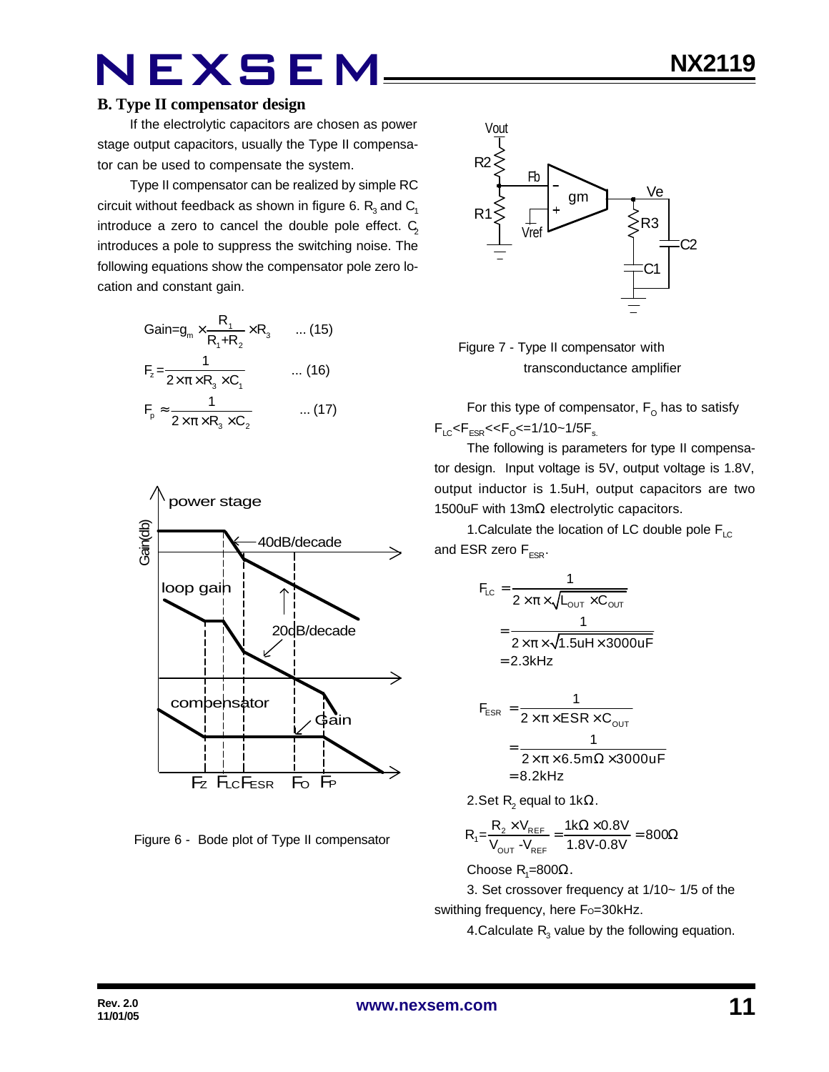### B. Type II compensator design

If the electrolytic capacitors are chosen as power stage output capacitors, usually the Type II compensator can be used to compensate the system.

Type II compensator can be realized by simple RC circuit without feedback as shown in figure 6. $R_3$ and $C_1$ introduce a zero to cancel the double pole effect. $C_2$ introduces a pole to suppress the switching noise. The following equations show the compensator pole zero location and constant gain.

$$Gain = g_m \times \frac{R_1}{R_1 + R_2} \times R_3 \quad \text{... (15)}$$

$$F_z = \frac{1}{2 \times \pi \times R_3 \times C_1} \quad \text{... (16)}$$

$$F_p \approx \frac{1}{2 \times \pi \times R_3 \times C_2} \quad \text{... (17)}$$

Figure 6 - Bode plot of Type II compensator

Figure 7 - Type II compensator with transconductance amplifier

For this type of compensator, $F_O$ has to satisfy $F_{LC} < F_{ESR} << F_O <= 1/10 \sim 1/5 F_s$.

The following is parameters for type II compensator design. Input voltage is 5V, output voltage is 1.8V, output inductor is 1.5uH, output capacitors are two 1500uF with 13mΩ electrolytic capacitors.

1.Calculate the location of LC double pole $F_{LC}$ and ESR zero $F_{ESR}$.

$$F_{LC} = \frac{1}{2 \times \pi \times \sqrt{L_{OUT} \times C_{OUT}}} = \frac{1}{2 \times \pi \times \sqrt{1.5uH \times 3000uF}} = 2.3kHz$$

$$F_{ESR} = \frac{1}{2 \times \pi \times ESR \times C_{OUT}} = \frac{1}{2 \times \pi \times 6.5m\Omega \times 3000uF} = 8.2kHz$$

2.Set $R_2$ equal to 1kΩ.

$$R_1 = \frac{R_2 \times V_{REF}}{V_{OUT} - V_{REF}} = \frac{1k\Omega \times 0.8V}{1.8V - 0.8V} = 800\Omega$$

Choose $R_1$=800Ω.

3. Set crossover frequency at 1/10~ 1/5 of the swithing frequency, here Fo=30kHz.

4.Calculate $R_3$ value by the following equation.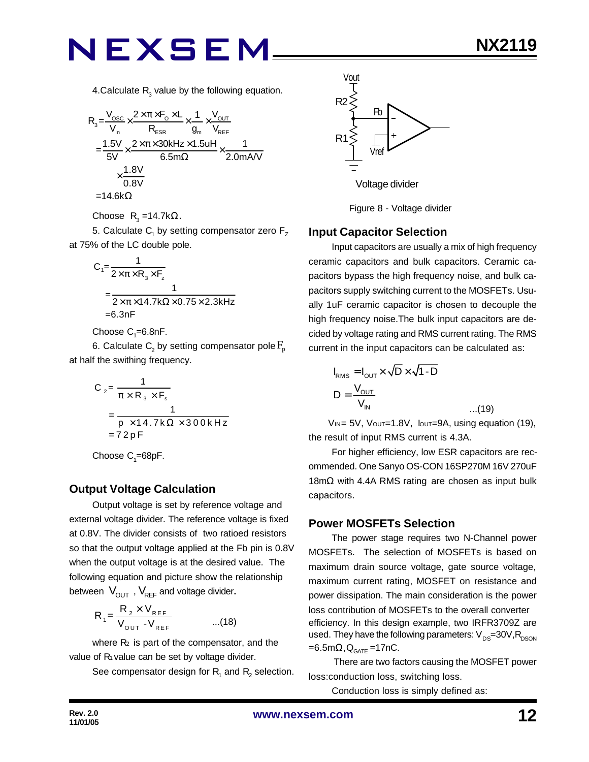4.Calculate $R_3$ value by the following equation.

$$R_3 = \frac{V_{OSC}}{V_{in}} \times \frac{2 \times \pi \times F_O \times L}{R_{ESR}} \times \frac{1}{g_m} \times \frac{V_{OUT}}{V_{REF}}$$
$$= \frac{1.5V}{5V} \times \frac{2 \times \pi \times 30kHz \times 1.5uH}{6.5m\Omega} \times \frac{1}{2.0mA/V} \times \frac{1.8V}{0.8V}$$
$$= 14.6k\Omega$$

Choose $R_3$ =14.7kΩ.

5. Calculate $C_1$ by setting compensator zero $F_Z$ at 75% of the LC double pole.

$$C_1 = \frac{1}{2 \times \pi \times R_3 \times F_z}$$
$$= \frac{1}{2 \times \pi \times 14.7k\Omega \times 0.75 \times 2.3kHz}$$
$$= 6.3nF$$

Choose $C_1$=6.8nF.

6. Calculate $C_2$ by setting compensator pole $F_p$ at half the swithing frequency.

$$C_2 = \frac{1}{\pi \times R_3 \times F_s}$$
$$= \frac{1}{p \times 14.7k\Omega \times 300kHz}$$
$$= 72pF$$

Choose $C_1$=68pF.

## Output Voltage Calculation

Output voltage is set by reference voltage and external voltage divider. The reference voltage is fixed at 0.8V. The divider consists of two ratioed resistors so that the output voltage applied at the Fb pin is 0.8V when the output voltage is at the desired value. The following equation and picture show the relationship between $V_{OUT}$ , $V_{REF}$ and voltage divider.

$$R_1 = \frac{R_2 \times V_{REF}}{V_{OUT} - V_{REF}} \qquad ...(18)$$

where $R_2$ is part of the compensator, and the value of $R_1$ value can be set by voltage divider.

See compensator design for $R_1$ and $R_2$ selection.

Voltage divider

Figure 8 - Voltage divider

## Input Capacitor Selection

Input capacitors are usually a mix of high frequency ceramic capacitors and bulk capacitors. Ceramic capacitors bypass the high frequency noise, and bulk capacitors supply switching current to the MOSFETs. Usually 1uF ceramic capacitor is chosen to decouple the high frequency noise.The bulk input capacitors are decided by voltage rating and RMS current rating. The RMS current in the input capacitors can be calculated as:

$$I_{RMS} = I_{OUT} \times \sqrt{D} \times \sqrt{1-D}$$
$$D = \frac{V_{OUT}}{V_{IN}} \qquad ...(19)$$

$V_{IN}$= 5V, $V_{OUT}$=1.8V, $I_{OUT}$=9A, using equation (19), the result of input RMS current is 4.3A.

For higher efficiency, low ESR capacitors are recommended. One Sanyo OS-CON 16SP270M 16V 270uF 18mΩ with 4.4A RMS rating are chosen as input bulk capacitors.

## Power MOSFETs Selection

The power stage requires two N-Channel power MOSFETs. The selection of MOSFETs is based on maximum drain source voltage, gate source voltage, maximum current rating, MOSFET on resistance and power dissipation. The main consideration is the power loss contribution of MOSFETs to the overall converter efficiency. In this design example, two IRFR3709Z are used. They have the following parameters: $V_{DS}$=30V, $R_{DSON}$ =6.5mΩ, $Q_{GATE}$ =17nC.

There are two factors causing the MOSFET power loss:conduction loss, switching loss.

Conduction loss is simply defined as: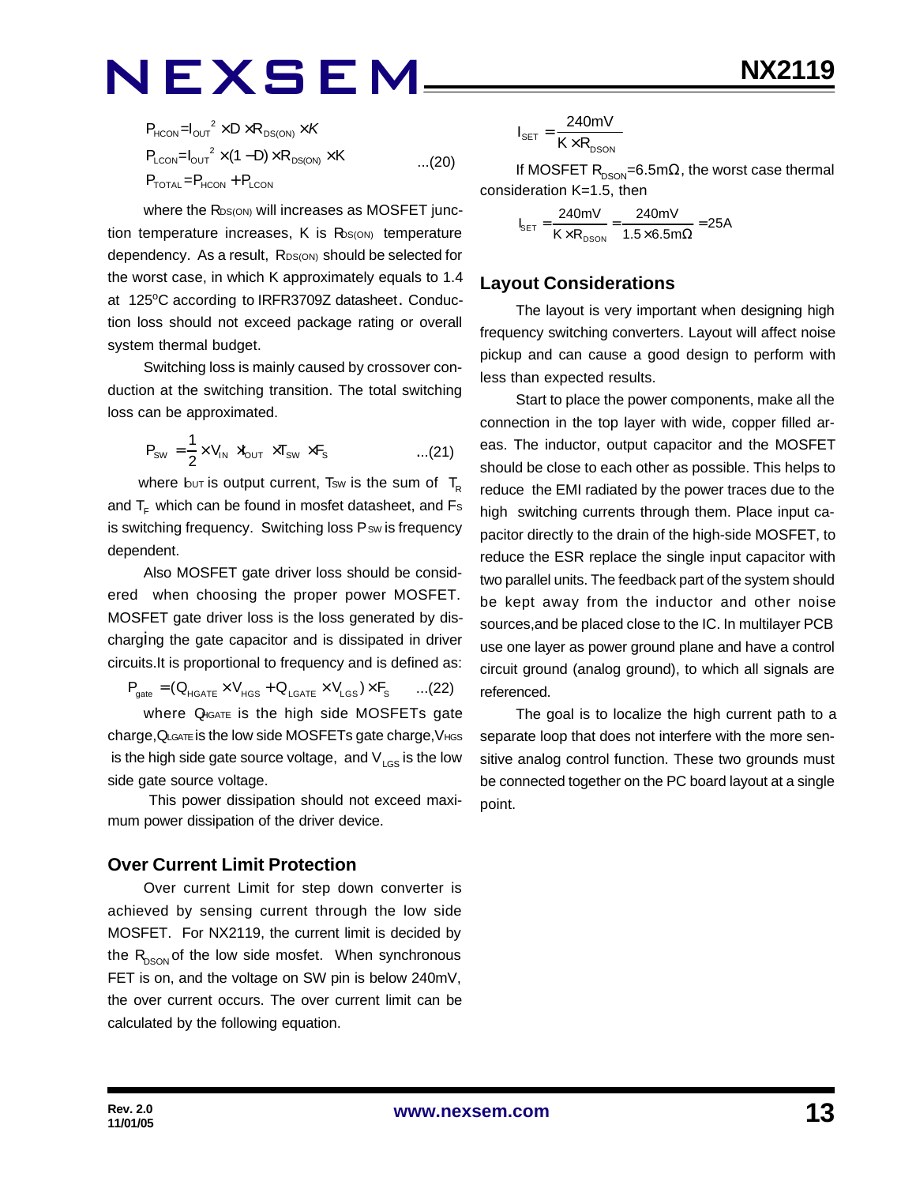$$P_{HCON}=I_{OUT}^{2} \times D \times R_{DS(ON)} \times K$$
$$P_{LCON}=I_{OUT}^{2} \times (1-D) \times R_{DS(ON)} \times K \qquad ...(20)$$
$$P_{TOTAL}=P_{HCON}+P_{LCON}$$

where the $R_{DS(ON)}$ will increases as MOSFET junction temperature increases, K is $R_{DS(ON)}$ temperature dependency. As a result, $R_{DS(ON)}$ should be selected for the worst case, in which K approximately equals to 1.4 at 125°C according to IRFR3709Z datasheet. Conduction loss should not exceed package rating or overall system thermal budget.

Switching loss is mainly caused by crossover conduction at the switching transition. The total switching loss can be approximated.

$$P_{SW}=\frac{1}{2} \times V_{IN} \times I_{OUT} \times T_{SW} \times F_{S} \qquad ...(21)$$

where $I_{OUT}$ is output current, $T_{SW}$ is the sum of $T_R$ and $T_F$ which can be found in mosfet datasheet, and $F_S$ is switching frequency. Switching loss $P_{SW}$ is frequency dependent.

Also MOSFET gate driver loss should be considered when choosing the proper power MOSFET. MOSFET gate driver loss is the loss generated by discharging the gate capacitor and is dissipated in driver circuits.It is proportional to frequency and is defined as:

$$P_{gate}=(Q_{HGATE} \times V_{HGS}+Q_{LGATE} \times V_{LGS}) \times F_{S} \qquad ...(22)$$

where $Q_{HGATE}$ is the high side MOSFETs gate charge,$Q_{LGATE}$ is the low side MOSFETs gate charge,$V_{HGS}$ is the high side gate source voltage, and $V_{LGS}$ is the low side gate source voltage.

This power dissipation should not exceed maximum power dissipation of the driver device.

## Over Current Limit Protection

Over current Limit for step down converter is achieved by sensing current through the low side MOSFET. For NX2119, the current limit is decided by the $R_{DSON}$ of the low side mosfet. When synchronous FET is on, and the voltage on SW pin is below 240mV, the over current occurs. The over current limit can be calculated by the following equation.

$$I_{SET}=\frac{240mV}{K \times R_{DSON}}$$

If MOSFET $R_{DSON}$=6.5mΩ, the worst case thermal consideration K=1.5, then

$$I_{SET}=\frac{240mV}{K \times R_{DSON}}=\frac{240mV}{1.5 \times 6.5m\Omega}=25A$$

## Layout Considerations

The layout is very important when designing high frequency switching converters. Layout will affect noise pickup and can cause a good design to perform with less than expected results.

Start to place the power components, make all the connection in the top layer with wide, copper filled areas. The inductor, output capacitor and the MOSFET should be close to each other as possible. This helps to reduce the EMI radiated by the power traces due to the high switching currents through them. Place input capacitor directly to the drain of the high-side MOSFET, to reduce the ESR replace the single input capacitor with two parallel units. The feedback part of the system should be kept away from the inductor and other noise sources,and be placed close to the IC. In multilayer PCB use one layer as power ground plane and have a control circuit ground (analog ground), to which all signals are referenced.

The goal is to localize the high current path to a separate loop that does not interfere with the more sensitive analog control function. These two grounds must be connected together on the PC board layout at a single point.